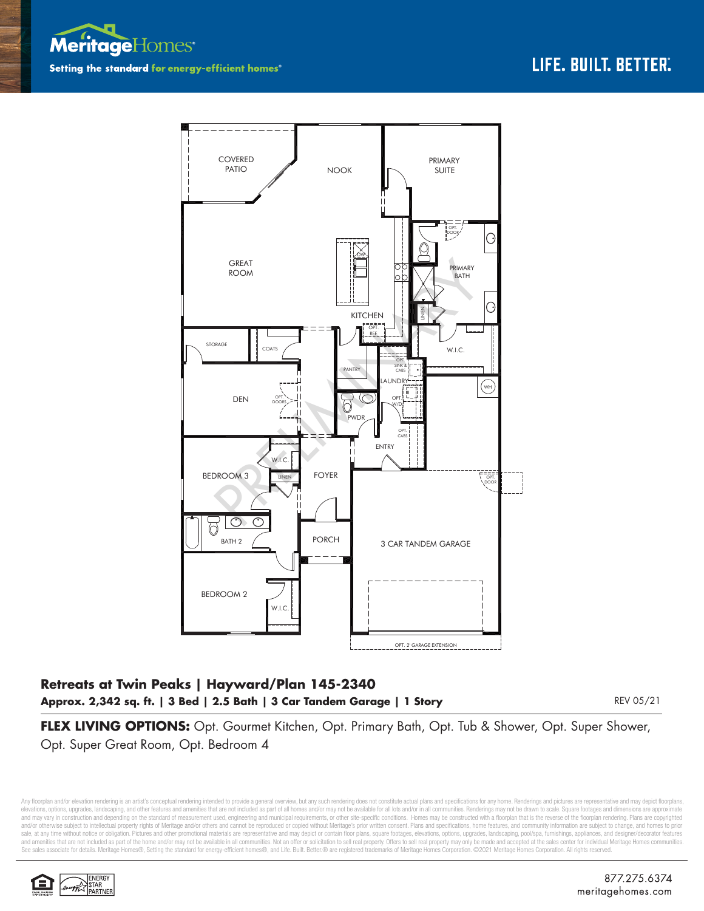**Meritage**Homes

Setting the standard for energy-efficient homes®

LIFE. BUILT. BETTER.

COVERED PATIO

NOOK

PRIMARY SUITE

GREAT ROOM

OPT. DOOR

PRIMARY BATH

KITCHEN

LINEN

STORAGE

COATS

OPT. REF.

W.I.C.

PANTRY

OPT. SINK & CABS

LAUNDRY

DEN

OPT. DOORS

OPT. W/D

WH

PWDR

OPT. CABS

ENTRY

BEDROOM 3

W.I.C.

LINEN

FOYER

OPT. DOOR

BATH 2

PORCH

3 CAR TANDEM GARAGE

BEDROOM 2

W.I.C.

OPT. 2' GARAGE EXTENSION

PRELIMINARY

## Retreats at Twin Peaks | Hayward/Plan 145-2340

**Approx. 2,342 sq. ft. | 3 Bed | 2.5 Bath | 3 Car Tandem Garage | 1 Story**

REV 05/21

**FLEX LIVING OPTIONS:** Opt. Gourmet Kitchen, Opt. Primary Bath, Opt. Tub & Shower, Opt. Super Shower, Opt. Super Great Room, Opt. Bedroom 4

Any floorplan and/or elevation rendering is an artist's conceptual rendering intended to provide a general overview, but any such rendering does not constitute actual plans and specifications for any home. Renderings and pictures are representative and may depict floorplans, elevations, options, upgrades, landscaping, and other features and amenities that are not included as part of all homes and/or may not be available for all lots and/or in all communities. Renderings may not be drawn to scale. Square footages and dimensions are approximate and may vary in construction and depending on the standard of measurement used, engineering and municipal requirements, or other site-specific conditions. Homes may be constructed with a floorplan that is the reverse of the floorplan rendering. Plans are copyrighted and/or otherwise subject to intellectual property rights of Meritage and/or others and cannot be reproduced or copied without Meritage's prior written consent. Plans and specifications, home features, and community information are subject to change, and homes to prior sale, at any time without notice or obligation. Pictures and other promotional materials are representative and may depict or contain floor plans, square footages, elevations, options, upgrades, landscaping, pool/spa, furnishings, appliances, and designer/decorator features and amenities that are not included as part of the home and/or may not be available in all communities. Not an offer or solicitation to sell real property. Offers to sell real property may only be made and accepted at the sales center for individual Meritage Homes communities. See sales associate for details. Meritage Homes®, Setting the standard for energy-efficient homes®, and Life. Built. Better.® are registered trademarks of Meritage Homes Corporation. ©2021 Meritage Homes Corporation. All rights reserved.

ENERGY STAR PARTNER

877.275.6374
meritagehomes.com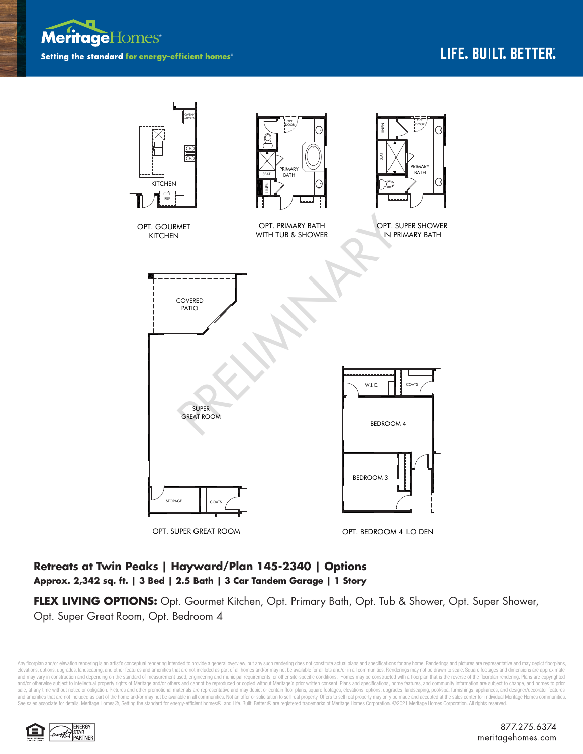Meritage Homes
Setting the standard for energy-efficient homes®

LIFE. BUILT. BETTER.

OVEN/MICRO
KITCHEN
OPT. REF

OPT. GOURMET KITCHEN

OPT. DOOR
PRIMARY BATH
SEAT
LINEN

OPT. PRIMARY BATH WITH TUB & SHOWER

LINEN
OPT. DOOR
SEAT
PRIMARY BATH

OPT. SUPER SHOWER IN PRIMARY BATH

PRELIMINARY

COVERED PATIO

SUPER GREAT ROOM

STORAGE

COATS

OPT. SUPER GREAT ROOM

W.I.C.

COATS

BEDROOM 4

BEDROOM 3

OPT. BEDROOM 4 ILO DEN

## Retreats at Twin Peaks | Hayward/Plan 145-2340 | Options

**Approx. 2,342 sq. ft. | 3 Bed | 2.5 Bath | 3 Car Tandem Garage | 1 Story**

**FLEX LIVING OPTIONS:** Opt. Gourmet Kitchen, Opt. Primary Bath, Opt. Tub & Shower, Opt. Super Shower, Opt. Super Great Room, Opt. Bedroom 4

Any floorplan and/or elevation rendering is an artist's conceptual rendering intended to provide a general overview, but any such rendering does not constitute actual plans and specifications for any home. Renderings and pictures are representative and may depict floorplans, elevations, options, upgrades, landscaping, and other features and amenities that are not included as part of all homes and/or may not be available for all lots and/or in all communities. Renderings may not be drawn to scale. Square footages and dimensions are approximate and may vary in construction and depending on the standard of measurement used, engineering and municipal requirements, or other site-specific conditions. Homes may be constructed with a floorplan that is the reverse of the floorplan rendering. Plans are copyrighted and/or otherwise subject to intellectual property rights of Meritage and/or others and cannot be reproduced or copied without Meritage's prior written consent. Plans and specifications, home features, and community information are subject to change, and homes to prior sale, at any time without notice or obligation. Pictures and other promotional materials are representative and may depict or contain floor plans, square footages, elevations, options, upgrades, landscaping, pool/spa, furnishings, appliances, and designer/decorator features and amenities that are not included as part of the home and/or may not be available in all communities. Not an offer or solicitation to sell real property. Offers to sell real property may only be made and accepted at the sales center for individual Meritage Homes communities. See sales associate for details. Meritage Homes®, Setting the standard for energy-efficient homes®, and Life. Built. Better.® are registered trademarks of Meritage Homes Corporation. ©2021 Meritage Homes Corporation. All rights reserved.

EQUAL HOUSING OPPORTUNITY

ENERGY STAR PARTNER

877.275.6374
meritagehomes.com